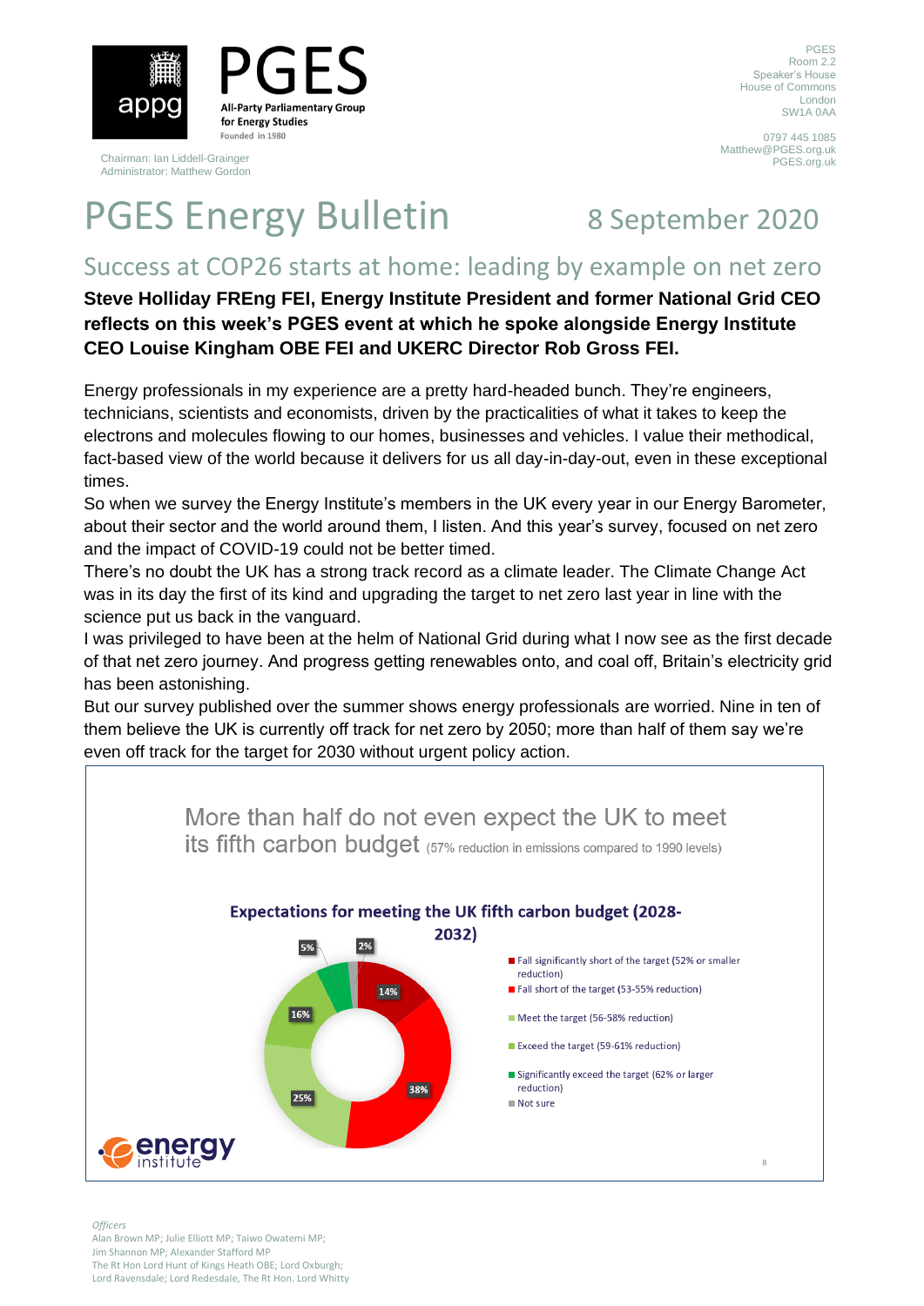appg

# PGES

All-Party Parliamentary Group for Energy Studies
Founded in 1980

Chairman: Ian Liddell-Grainger
Administrator: Matthew Gordon

PGES
Room 2.2
Speaker's House
House of Commons
London
SW1A 0AA

0797 445 1085
Matthew@PGES.org.uk
PGES.org.uk

# PGES Energy Bulletin

8 September 2020

## Success at COP26 starts at home: leading by example on net zero

**Steve Holliday FREng FEI, Energy Institute President and former National Grid CEO reflects on this week's PGES event at which he spoke alongside Energy Institute CEO Louise Kingham OBE FEI and UKERC Director Rob Gross FEI.**

Energy professionals in my experience are a pretty hard-headed bunch. They're engineers, technicians, scientists and economists, driven by the practicalities of what it takes to keep the electrons and molecules flowing to our homes, businesses and vehicles. I value their methodical, fact-based view of the world because it delivers for us all day-in-day-out, even in these exceptional times.

So when we survey the Energy Institute's members in the UK every year in our Energy Barometer, about their sector and the world around them, I listen. And this year's survey, focused on net zero and the impact of COVID-19 could not be better timed.

There's no doubt the UK has a strong track record as a climate leader. The Climate Change Act was in its day the first of its kind and upgrading the target to net zero last year in line with the science put us back in the vanguard.

I was privileged to have been at the helm of National Grid during what I now see as the first decade of that net zero journey. And progress getting renewables onto, and coal off, Britain's electricity grid has been astonishing.

But our survey published over the summer shows energy professionals are worried. Nine in ten of them believe the UK is currently off track for net zero by 2050; more than half of them say we're even off track for the target for 2030 without urgent policy action.

More than half do not even expect the UK to meet its fifth carbon budget (57% reduction in emissions compared to 1990 levels)

**Expectations for meeting the UK fifth carbon budget (2028-2032)**

| Expectation | Share |
|---|---|
| Fall significantly short of the target (52% or smaller reduction) | 14% |
| Fall short of the target (53-55% reduction) | 38% |
| Meet the target (56-58% reduction) | 25% |
| Exceed the target (59-61% reduction) | 16% |
| Significantly exceed the target (62% or larger reduction) | 5% |
| Not sure | 2% |

energy institute

*Officers*
Alan Brown MP; Julie Elliott MP; Taiwo Owatemi MP;
Jim Shannon MP; Alexander Stafford MP
The Rt Hon Lord Hunt of Kings Heath OBE; Lord Oxburgh;
Lord Ravensdale; Lord Redesdale, The Rt Hon. Lord Whitty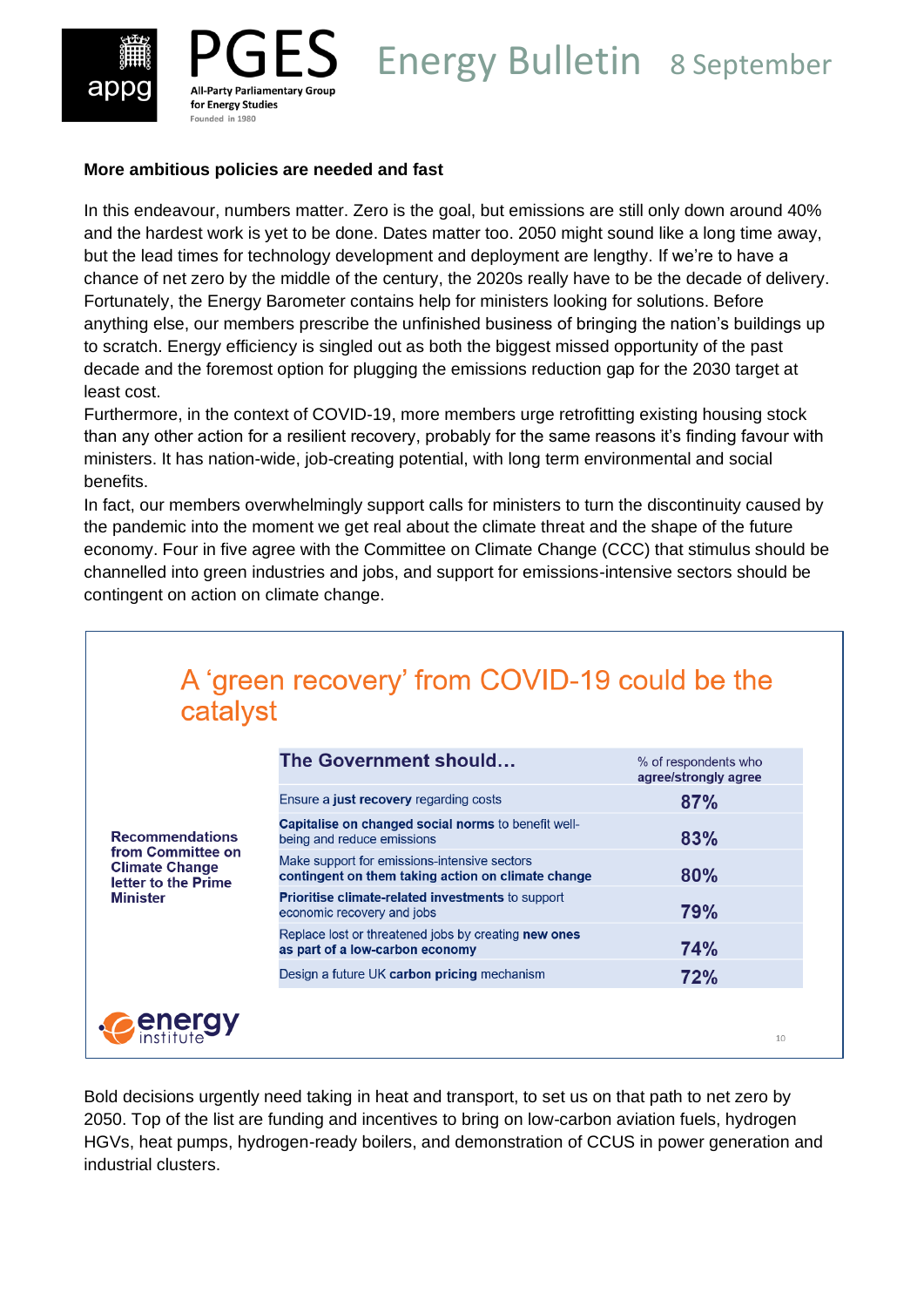**More ambitious policies are needed and fast**

In this endeavour, numbers matter. Zero is the goal, but emissions are still only down around 40% and the hardest work is yet to be done. Dates matter too. 2050 might sound like a long time away, but the lead times for technology development and deployment are lengthy. If we're to have a chance of net zero by the middle of the century, the 2020s really have to be the decade of delivery. Fortunately, the Energy Barometer contains help for ministers looking for solutions. Before anything else, our members prescribe the unfinished business of bringing the nation's buildings up to scratch. Energy efficiency is singled out as both the biggest missed opportunity of the past decade and the foremost option for plugging the emissions reduction gap for the 2030 target at least cost.

Furthermore, in the context of COVID-19, more members urge retrofitting existing housing stock than any other action for a resilient recovery, probably for the same reasons it's finding favour with ministers. It has nation-wide, job-creating potential, with long term environmental and social benefits.

In fact, our members overwhelmingly support calls for ministers to turn the discontinuity caused by the pandemic into the moment we get real about the climate threat and the shape of the future economy. Four in five agree with the Committee on Climate Change (CCC) that stimulus should be channelled into green industries and jobs, and support for emissions-intensive sectors should be contingent on action on climate change.

## A 'green recovery' from COVID-19 could be the catalyst

**Recommendations from Committee on Climate Change letter to the Prime Minister**

| The Government should… | % of respondents who agree/strongly agree |
|---|---|
| Ensure a **just recovery** regarding costs | 87% |
| **Capitalise on changed social norms** to benefit well-being and reduce emissions | 83% |
| Make support for emissions-intensive sectors **contingent on them taking action on climate change** | 80% |
| **Prioritise climate-related investments** to support economic recovery and jobs | 79% |
| Replace lost or threatened jobs by creating **new ones as part of a low-carbon economy** | 74% |
| Design a future UK **carbon pricing** mechanism | 72% |

Bold decisions urgently need taking in heat and transport, to set us on that path to net zero by 2050. Top of the list are funding and incentives to bring on low-carbon aviation fuels, hydrogen HGVs, heat pumps, hydrogen-ready boilers, and demonstration of CCUS in power generation and industrial clusters.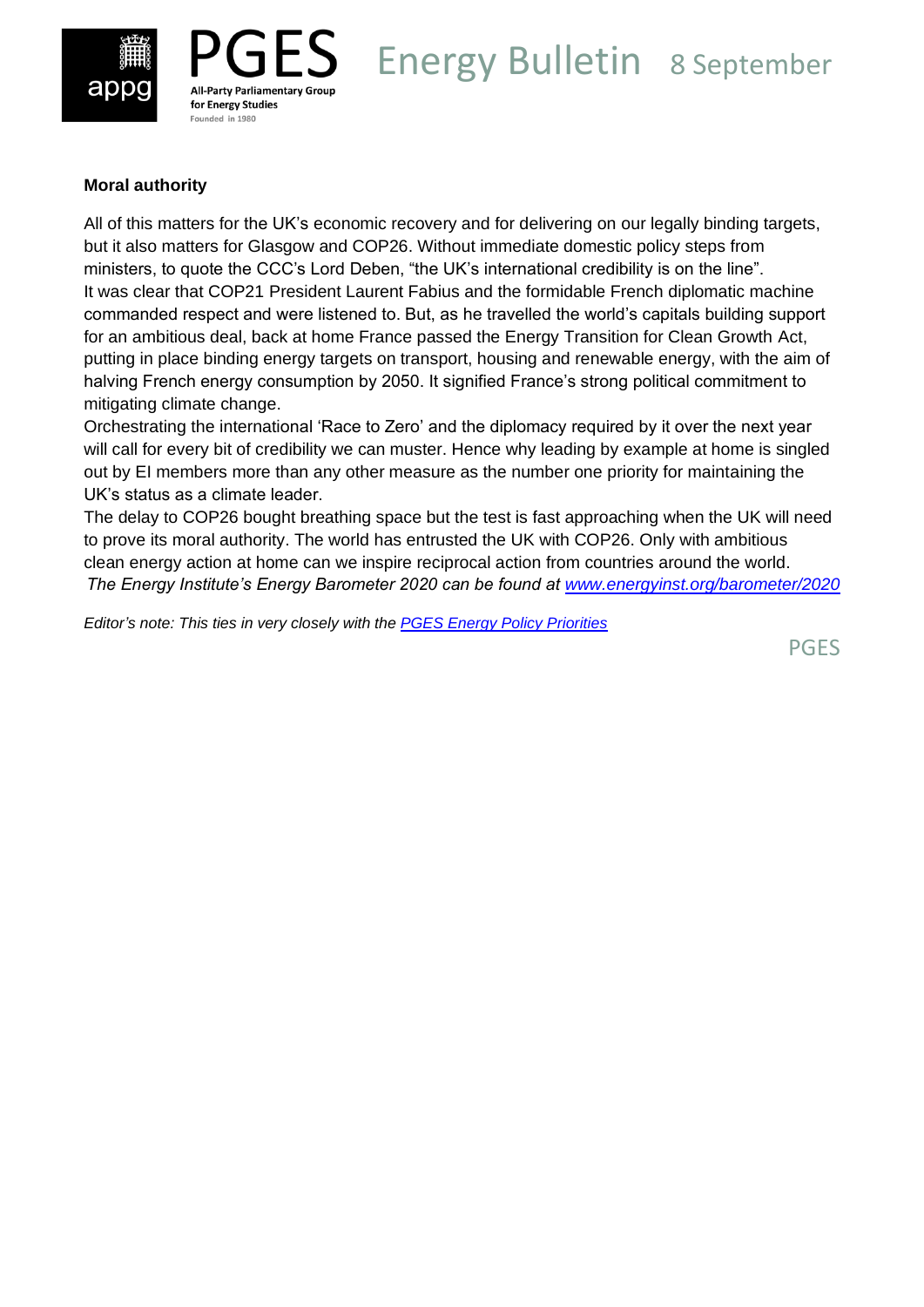**Moral authority**

All of this matters for the UK's economic recovery and for delivering on our legally binding targets, but it also matters for Glasgow and COP26. Without immediate domestic policy steps from ministers, to quote the CCC's Lord Deben, "the UK's international credibility is on the line".
It was clear that COP21 President Laurent Fabius and the formidable French diplomatic machine commanded respect and were listened to. But, as he travelled the world's capitals building support for an ambitious deal, back at home France passed the Energy Transition for Clean Growth Act, putting in place binding energy targets on transport, housing and renewable energy, with the aim of halving French energy consumption by 2050. It signified France's strong political commitment to mitigating climate change.
Orchestrating the international 'Race to Zero' and the diplomacy required by it over the next year will call for every bit of credibility we can muster. Hence why leading by example at home is singled out by EI members more than any other measure as the number one priority for maintaining the UK's status as a climate leader.
The delay to COP26 bought breathing space but the test is fast approaching when the UK will need to prove its moral authority. The world has entrusted the UK with COP26. Only with ambitious clean energy action at home can we inspire reciprocal action from countries around the world.
*The Energy Institute's Energy Barometer 2020 can be found at [www.energyinst.org/barometer/2020](www.energyinst.org/barometer/2020)*

*Editor's note: This ties in very closely with the [PGES Energy Policy Priorities]()*

PGES